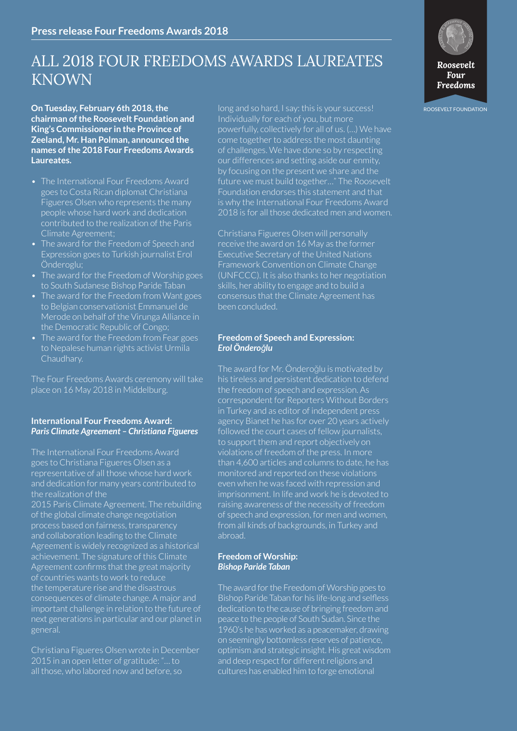**Press release Four Freedoms Awards 2018**

# ALL 2018 FOUR FREEDOMS AWARDS LAUREATES KNOWN

**On Tuesday, February 6th 2018, the chairman of the Roosevelt Foundation and King's Commissioner in the Province of Zeeland, Mr. Han Polman, announced the names of the 2018 Four Freedoms Awards Laureates.**

- The International Four Freedoms Award goes to Costa Rican diplomat Christiana Figueres Olsen who represents the many people whose hard work and dedication contributed to the realization of the Paris Climate Agreement;
- The award for the Freedom of Speech and Expression goes to Turkish journalist Erol Önderoglu;
- The award for the Freedom of Worship goes to South Sudanese Bishop Paride Taban
- The award for the Freedom from Want goes to Belgian conservationist Emmanuel de Merode on behalf of the Virunga Alliance in the Democratic Republic of Congo;
- The award for the Freedom from Fear goes to Nepalese human rights activist Urmila Chaudhary.

The Four Freedoms Awards ceremony will take place on 16 May 2018 in Middelburg.

### International Four Freedoms Award: *Paris Climate Agreement – Christiana Figueres*

The International Four Freedoms Award goes to Christiana Figueres Olsen as a representative of all those whose hard work and dedication for many years contributed to the realization of the 2015 Paris Climate Agreement. The rebuilding of the global climate change negotiation process based on fairness, transparency and collaboration leading to the Climate Agreement is widely recognized as a historical achievement. The signature of this Climate Agreement confirms that the great majority of countries wants to work to reduce the temperature rise and the disastrous consequences of climate change. A major and important challenge in relation to the future of next generations in particular and our planet in general.

Christiana Figueres Olsen wrote in December 2015 in an open letter of gratitude: "… to all those, who labored now and before, so long and so hard, I say: this is your success! Individually for each of you, but more powerfully, collectively for all of us. (…) We have come together to address the most daunting of challenges. We have done so by respecting our differences and setting aside our enmity, by focusing on the present we share and the future we must build together…" The Roosevelt Foundation endorses this statement and that is why the International Four Freedoms Award 2018 is for all those dedicated men and women.

Christiana Figueres Olsen will personally receive the award on 16 May as the former Executive Secretary of the United Nations Framework Convention on Climate Change (UNFCCC). It is also thanks to her negotiation skills, her ability to engage and to build a consensus that the Climate Agreement has been concluded.

### Freedom of Speech and Expression: *Erol Önderoğlu*

The award for Mr. Önderoğlu is motivated by his tireless and persistent dedication to defend the freedom of speech and expression. As correspondent for Reporters Without Borders in Turkey and as editor of independent press agency Bianet he has for over 20 years actively followed the court cases of fellow journalists, to support them and report objectively on violations of freedom of the press. In more than 4,600 articles and columns to date, he has monitored and reported on these violations even when he was faced with repression and imprisonment. In life and work he is devoted to raising awareness of the necessity of freedom of speech and expression, for men and women, from all kinds of backgrounds, in Turkey and abroad.

### Freedom of Worship: *Bishop Paride Taban*

The award for the Freedom of Worship goes to Bishop Paride Taban for his life-long and selfless dedication to the cause of bringing freedom and peace to the people of South Sudan. Since the 1960's he has worked as a peacemaker, drawing on seemingly bottomless reserves of patience, optimism and strategic insight. His great wisdom and deep respect for different religions and cultures has enabled him to forge emotional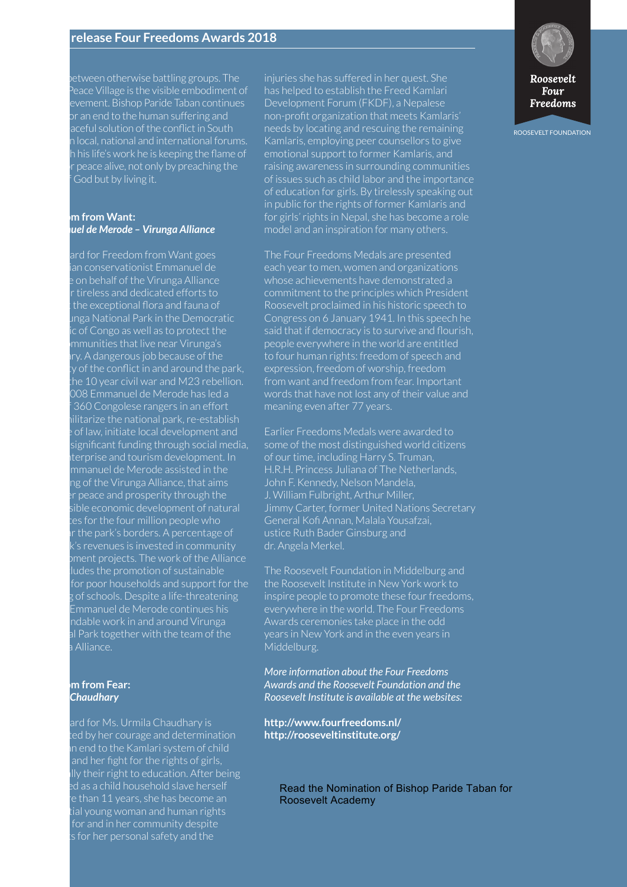## release Four Freedoms Awards 2018

between otherwise battling groups. The Peace Village is the visible embodiment of ... evement. Bishop Paride Taban continues ... or an end to the human suffering and ... aceful solution of the conflict in South ... n local, national and international forums. ... h his life's work he is keeping the flame of ... r peace alive, not only by preaching the ... f God but by living it.

### ...m from Want:
***...uel de Merode – Virunga Alliance***

...ard for Freedom from Want goes ... ian conservationist Emmanuel de ... e on behalf of the Virunga Alliance ... r tireless and dedicated efforts to ... the exceptional flora and fauna of ... unga National Park in the Democratic ... ic of Congo as well as to protect the ... mmunities that live near Virunga's ... ry. A dangerous job because of the ... y of the conflict in and around the park, ... the 10 year civil war and M23 rebellion. ... 008 Emmanuel de Merode has led a ... f 360 Congolese rangers in an effort ... ilitarize the national park, re-establish ... e of law, initiate local development and ... significant funding through social media, ... nterprise and tourism development. In ... mmanuel de Merode assisted in the ... ng of the Virunga Alliance, that aims ... r peace and prosperity through the ... sible economic development of natural ... es for the four million people who ... r the park's borders. A percentage of ... k's revenues is invested in community ... pment projects. The work of the Alliance ... ludes the promotion of sustainable ... for poor households and support for the ... g of schools. Despite a life-threatening ... Emmanuel de Merode continues his ... ndable work in and around Virunga ... al Park together with the team of the ... a Alliance.

### ...m from Fear:
***...Chaudhary***

...ard for Ms. Urmila Chaudhary is ... ted by her courage and determination ... n end to the Kamlari system of child ... and her fight for the rights of girls, ... lly their right to education. After being ... ed as a child household slave herself ... e than 11 years, she has become an ... tial young woman and human rights ... for and in her community despite ... s for her personal safety and the injuries she has suffered in her quest. She has helped to establish the Freed Kamlari Development Forum (FKDF), a Nepalese non-profit organization that meets Kamlaris' needs by locating and rescuing the remaining Kamlaris, employing peer counsellors to give emotional support to former Kamlaris, and raising awareness in surrounding communities of issues such as child labor and the importance of education for girls. By tirelessly speaking out in public for the rights of former Kamlaris and for girls' rights in Nepal, she has become a role model and an inspiration for many others.

The Four Freedoms Medals are presented each year to men, women and organizations whose achievements have demonstrated a commitment to the principles which President Roosevelt proclaimed in his historic speech to Congress on 6 January 1941. In this speech he said that if democracy is to survive and flourish, people everywhere in the world are entitled to four human rights: freedom of speech and expression, freedom of worship, freedom from want and freedom from fear. Important words that have not lost any of their value and meaning even after 77 years.

Earlier Freedoms Medals were awarded to some of the most distinguished world citizens of our time, including Harry S. Truman, H.R.H. Princess Juliana of The Netherlands, John F. Kennedy, Nelson Mandela, J. William Fulbright, Arthur Miller, Jimmy Carter, former United Nations Secretary General Kofi Annan, Malala Yousafzai, ustice Ruth Bader Ginsburg and dr. Angela Merkel.

The Roosevelt Foundation in Middelburg and the Roosevelt Institute in New York work to inspire people to promote these four freedoms, everywhere in the world. The Four Freedoms Awards ceremonies take place in the odd years in New York and in the even years in Middelburg.

*More information about the Four Freedoms Awards and the Roosevelt Foundation and the Roosevelt Institute is available at the websites:*

**http://www.fourfreedoms.nl/**
**http://rooseveltinstitute.org/**

Read the Nomination of Bishop Paride Taban for Roosevelt Academy

***Roosevelt Four Freedoms***

ROOSEVELT FOUNDATION